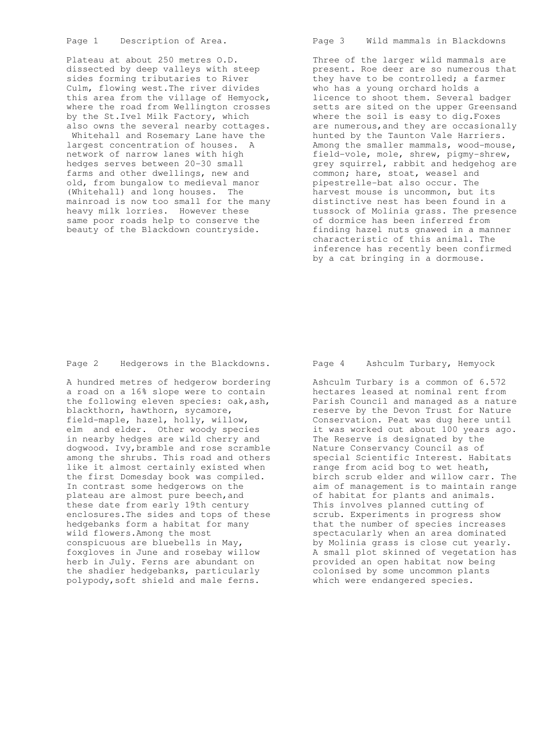## Page 1 Description of Area.

Plateau at about 250 metres O.D. dissected by deep valleys with steep sides forming tributaries to River Culm, flowing west.The river divides this area from the village of Hemyock, where the road from Wellington crosses by the St.Ivel Milk Factory, which also owns the several nearby cottages. Whitehall and Rosemary Lane have the largest concentration of houses. A network of narrow lanes with high hedges serves between 20-30 small farms and other dwellings, new and old, from bungalow to medieval manor (Whitehall) and long houses. The mainroad is now too small for the many heavy milk lorries. However these same poor roads help to conserve the beauty of the Blackdown countryside.

## Page 2 Hedgerows in the Blackdowns.

A hundred metres of hedgerow bordering a road on a 16% slope were to contain the following eleven species: oak,ash, blackthorn, hawthorn, sycamore, field-maple, hazel, holly, willow, elm and elder. Other woody species in nearby hedges are wild cherry and dogwood. Ivy,bramble and rose scramble among the shrubs. This road and others like it almost certainly existed when the first Domesday book was compiled. In contrast some hedgerows on the plateau are almost pure beech,and these date from early 19th century enclosures.The sides and tops of these hedgebanks form a habitat for many wild flowers.Among the most conspicuous are bluebells in May, foxgloves in June and rosebay willow herb in July. Ferns are abundant on the shadier hedgebanks, particularly polypody,soft shield and male ferns.

## Page 3 Wild mammals in Blackdowns

Three of the larger wild mammals are present. Roe deer are so numerous that they have to be controlled; a farmer who has a young orchard holds a licence to shoot them. Several badger setts are sited on the upper Greensand where the soil is easy to dig.Foxes are numerous,and they are occasionally hunted by the Taunton Vale Harriers. Among the smaller mammals, wood-mouse, field-vole, mole, shrew, pigmy-shrew, grey squirrel, rabbit and hedgehog are common; hare, stoat, weasel and pipestrelle-bat also occur. The harvest mouse is uncommon, but its distinctive nest has been found in a tussock of Molinia grass. The presence of dormice has been inferred from finding hazel nuts gnawed in a manner characteristic of this animal. The inference has recently been confirmed by a cat bringing in a dormouse.

## Page 4 Ashculm Turbary, Hemyock

Ashculm Turbary is a common of 6.572 hectares leased at nominal rent from Parish Council and managed as a nature reserve by the Devon Trust for Nature Conservation. Peat was dug here until it was worked out about 100 years ago. The Reserve is designated by the Nature Conservancy Council as of special Scientific Interest. Habitats range from acid bog to wet heath, birch scrub elder and willow carr. The aim of management is to maintain range of habitat for plants and animals. This involves planned cutting of scrub. Experiments in progress show that the number of species increases spectacularly when an area dominated by Molinia grass is close cut yearly. A small plot skinned of vegetation has provided an open habitat now being colonised by some uncommon plants which were endangered species.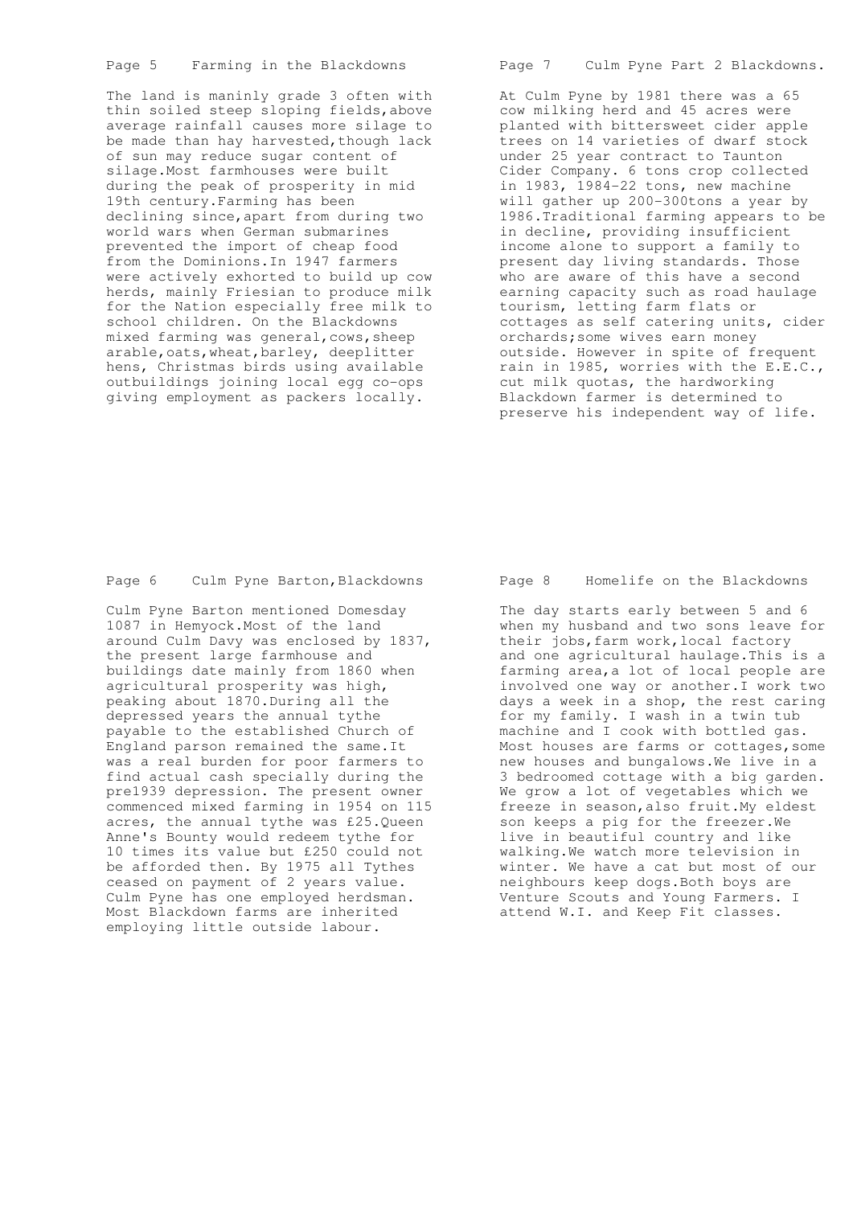## Page 5 Farming in the Blackdowns

The land is maninly grade 3 often with thin soiled steep sloping fields,above average rainfall causes more silage to be made than hay harvested,though lack of sun may reduce sugar content of silage.Most farmhouses were built during the peak of prosperity in mid 19th century.Farming has been declining since,apart from during two world wars when German submarines prevented the import of cheap food from the Dominions.In 1947 farmers were actively exhorted to build up cow herds, mainly Friesian to produce milk for the Nation especially free milk to school children. On the Blackdowns mixed farming was general,cows,sheep arable,oats,wheat,barley, deeplitter hens, Christmas birds using available outbuildings joining local egg co-ops giving employment as packers locally.

## Page 6 Culm Pyne Barton,Blackdowns

Culm Pyne Barton mentioned Domesday 1087 in Hemyock.Most of the land around Culm Davy was enclosed by 1837, the present large farmhouse and buildings date mainly from 1860 when agricultural prosperity was high, peaking about 1870.During all the depressed years the annual tythe payable to the established Church of England parson remained the same.It was a real burden for poor farmers to find actual cash specially during the pre1939 depression. The present owner commenced mixed farming in 1954 on 115 acres, the annual tythe was £25.Queen Anne's Bounty would redeem tythe for 10 times its value but £250 could not be afforded then. By 1975 all Tythes ceased on payment of 2 years value. Culm Pyne has one employed herdsman. Most Blackdown farms are inherited employing little outside labour.

## Page 7 Culm Pyne Part 2 Blackdowns.

At Culm Pyne by 1981 there was a 65 cow milking herd and 45 acres were planted with bittersweet cider apple trees on 14 varieties of dwarf stock under 25 year contract to Taunton Cider Company. 6 tons crop collected in 1983, 1984-22 tons, new machine will gather up 200-300tons a year by 1986.Traditional farming appears to be in decline, providing insufficient income alone to support a family to present day living standards. Those who are aware of this have a second earning capacity such as road haulage tourism, letting farm flats or cottages as self catering units, cider orchards;some wives earn money outside. However in spite of frequent rain in 1985, worries with the E.E.C., cut milk quotas, the hardworking Blackdown farmer is determined to preserve his independent way of life.

## Page 8 Homelife on the Blackdowns

The day starts early between 5 and 6 when my husband and two sons leave for their jobs,farm work,local factory and one agricultural haulage.This is a farming area,a lot of local people are involved one way or another.I work two days a week in a shop, the rest caring for my family. I wash in a twin tub machine and I cook with bottled gas. Most houses are farms or cottages,some new houses and bungalows.We live in a 3 bedroomed cottage with a big garden. We grow a lot of vegetables which we freeze in season,also fruit.My eldest son keeps a pig for the freezer.We live in beautiful country and like walking.We watch more television in winter. We have a cat but most of our neighbours keep dogs.Both boys are Venture Scouts and Young Farmers. I attend W.I. and Keep Fit classes.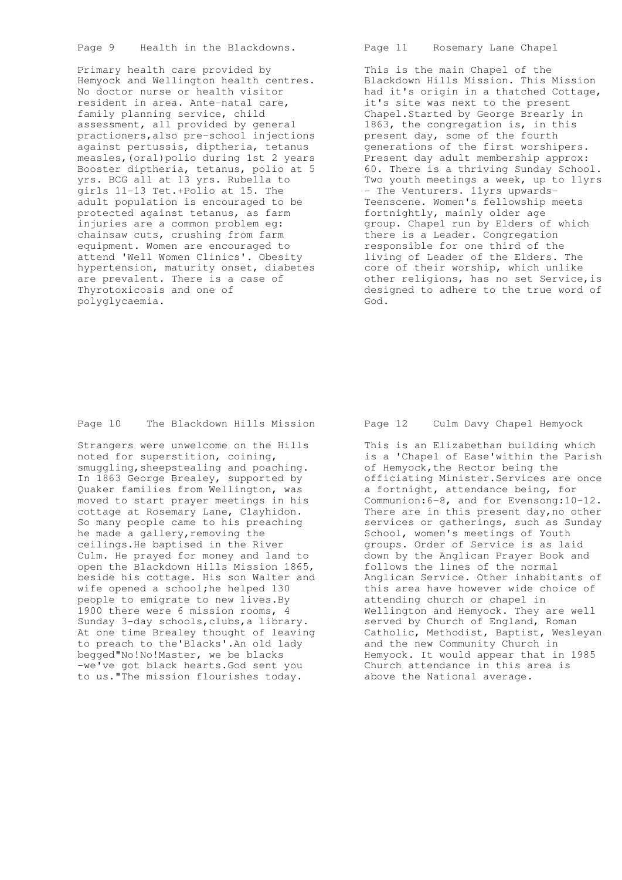## Page 9 Health in the Blackdowns.

Primary health care provided by Hemyock and Wellington health centres. No doctor nurse or health visitor resident in area. Ante-natal care, family planning service, child assessment, all provided by general practioners,also pre-school injections against pertussis, diptheria, tetanus measles,(oral)polio during 1st 2 years Booster diptheria, tetanus, polio at 5 yrs. BCG all at 13 yrs. Rubella to girls 11-13 Tet.+Polio at 15. The adult population is encouraged to be protected against tetanus, as farm injuries are a common problem eg: chainsaw cuts, crushing from farm equipment. Women are encouraged to attend 'Well Women Clinics'. Obesity hypertension, maturity onset, diabetes are prevalent. There is a case of Thyrotoxicosis and one of polyglycaemia.

## Page 10 The Blackdown Hills Mission

Strangers were unwelcome on the Hills noted for superstition, coining, smuggling,sheepstealing and poaching. In 1863 George Brealey, supported by Quaker families from Wellington, was moved to start prayer meetings in his cottage at Rosemary Lane, Clayhidon. So many people came to his preaching he made a gallery,removing the ceilings.He baptised in the River Culm. He prayed for money and land to open the Blackdown Hills Mission 1865, beside his cottage. His son Walter and wife opened a school;he helped 130 people to emigrate to new lives.By 1900 there were 6 mission rooms, 4 Sunday 3-day schools,clubs,a library. At one time Brealey thought of leaving to preach to the'Blacks'.An old lady begged"No!No!Master, we be blacks -we've got black hearts.God sent you to us."The mission flourishes today.

## Page 11 Rosemary Lane Chapel

This is the main Chapel of the Blackdown Hills Mission. This Mission had it's origin in a thatched Cottage, it's site was next to the present Chapel.Started by George Brearly in 1863, the congregation is, in this present day, some of the fourth generations of the first worshipers. Present day adult membership approx: 60. There is a thriving Sunday School. Two youth meetings a week, up to 11yrs - The Venturers. 11yrs upwards- Teenscene. Women's fellowship meets fortnightly, mainly older age group. Chapel run by Elders of which there is a Leader. Congregation responsible for one third of the living of Leader of the Elders. The core of their worship, which unlike other religions, has no set Service,is designed to adhere to the true word of God.

## Page 12 Culm Davy Chapel Hemyock

This is an Elizabethan building which is a 'Chapel of Ease'within the Parish of Hemyock,the Rector being the officiating Minister.Services are once a fortnight, attendance being, for Communion:6-8, and for Evensong:10-12. There are in this present day,no other services or gatherings, such as Sunday School, women's meetings of Youth groups. Order of Service is as laid down by the Anglican Prayer Book and follows the lines of the normal Anglican Service. Other inhabitants of this area have however wide choice of attending church or chapel in Wellington and Hemyock. They are well served by Church of England, Roman Catholic, Methodist, Baptist, Wesleyan and the new Community Church in Hemyock. It would appear that in 1985 Church attendance in this area is above the National average.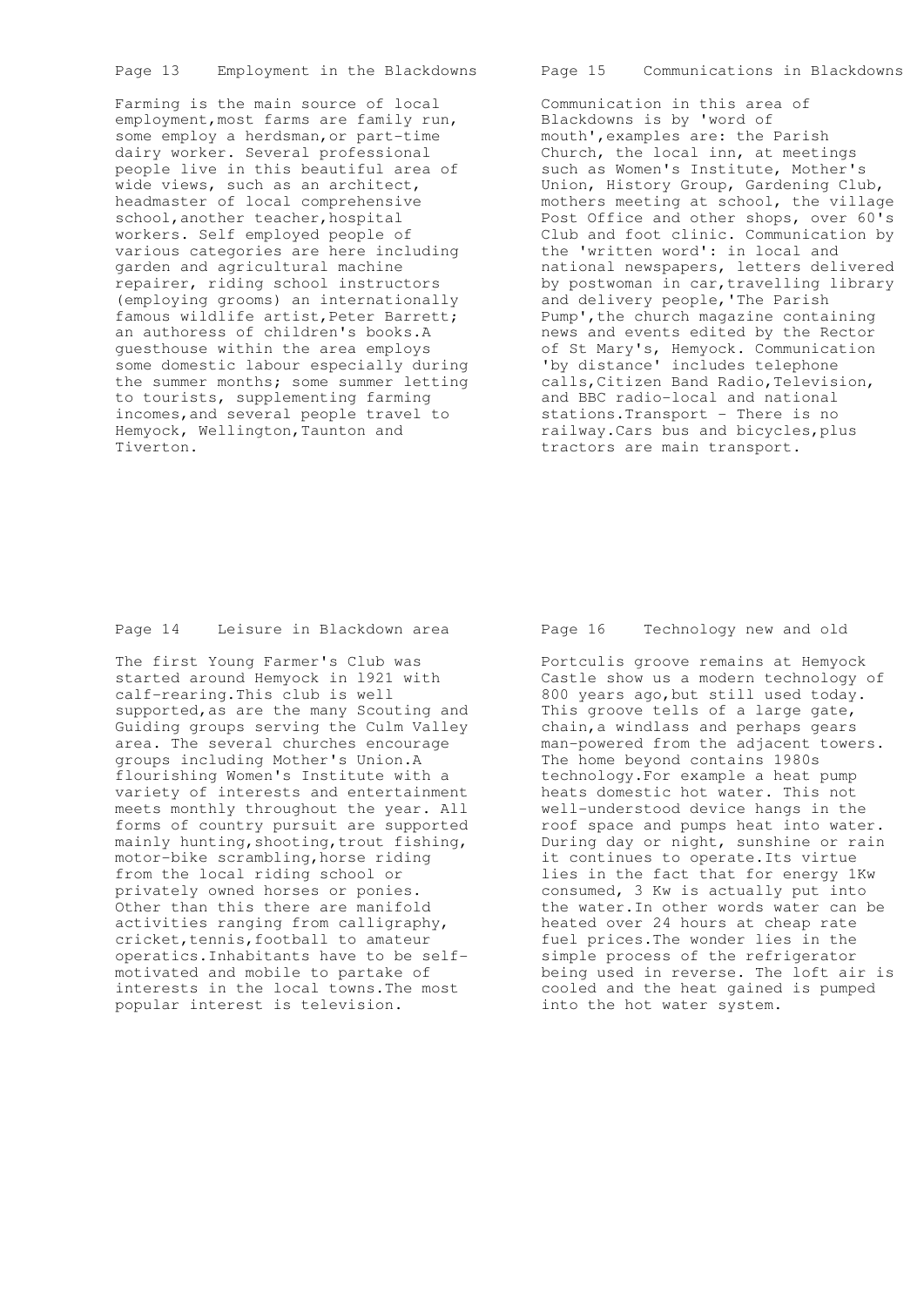## Page 13 Employment in the Blackdowns

Farming is the main source of local employment,most farms are family run, some employ a herdsman,or part-time dairy worker. Several professional people live in this beautiful area of wide views, such as an architect, headmaster of local comprehensive school,another teacher,hospital workers. Self employed people of various categories are here including garden and agricultural machine repairer, riding school instructors (employing grooms) an internationally famous wildlife artist,Peter Barrett; an authoress of children's books.A guesthouse within the area employs some domestic labour especially during the summer months; some summer letting to tourists, supplementing farming incomes,and several people travel to Hemyock, Wellington,Taunton and Tiverton.

## Page 14 Leisure in Blackdown area

The first Young Farmer's Club was started around Hemyock in 1921 with calf-rearing.This club is well supported,as are the many Scouting and Guiding groups serving the Culm Valley area. The several churches encourage groups including Mother's Union.A flourishing Women's Institute with a variety of interests and entertainment meets monthly throughout the year. All forms of country pursuit are supported mainly hunting,shooting,trout fishing, motor-bike scrambling,horse riding from the local riding school or privately owned horses or ponies. Other than this there are manifold activities ranging from calligraphy, cricket,tennis,football to amateur operatics.Inhabitants have to be self-motivated and mobile to partake of interests in the local towns.The most popular interest is television.

## Page 15 Communications in Blackdowns

Communication in this area of Blackdowns is by 'word of mouth',examples are: the Parish Church, the local inn, at meetings such as Women's Institute, Mother's Union, History Group, Gardening Club, mothers meeting at school, the village Post Office and other shops, over 60's Club and foot clinic. Communication by the 'written word': in local and national newspapers, letters delivered by postwoman in car,travelling library and delivery people,'The Parish Pump',the church magazine containing news and events edited by the Rector of St Mary's, Hemyock. Communication 'by distance' includes telephone calls,Citizen Band Radio,Television, and BBC radio-local and national stations.Transport - There is no railway.Cars bus and bicycles,plus tractors are main transport.

## Page 16 Technology new and old

Portculis groove remains at Hemyock Castle show us a modern technology of 800 years ago,but still used today. This groove tells of a large gate, chain,a windlass and perhaps gears man-powered from the adjacent towers. The home beyond contains 1980s technology.For example a heat pump heats domestic hot water. This not well-understood device hangs in the roof space and pumps heat into water. During day or night, sunshine or rain it continues to operate.Its virtue lies in the fact that for energy 1Kw consumed, 3 Kw is actually put into the water.In other words water can be heated over 24 hours at cheap rate fuel prices.The wonder lies in the simple process of the refrigerator being used in reverse. The loft air is cooled and the heat gained is pumped into the hot water system.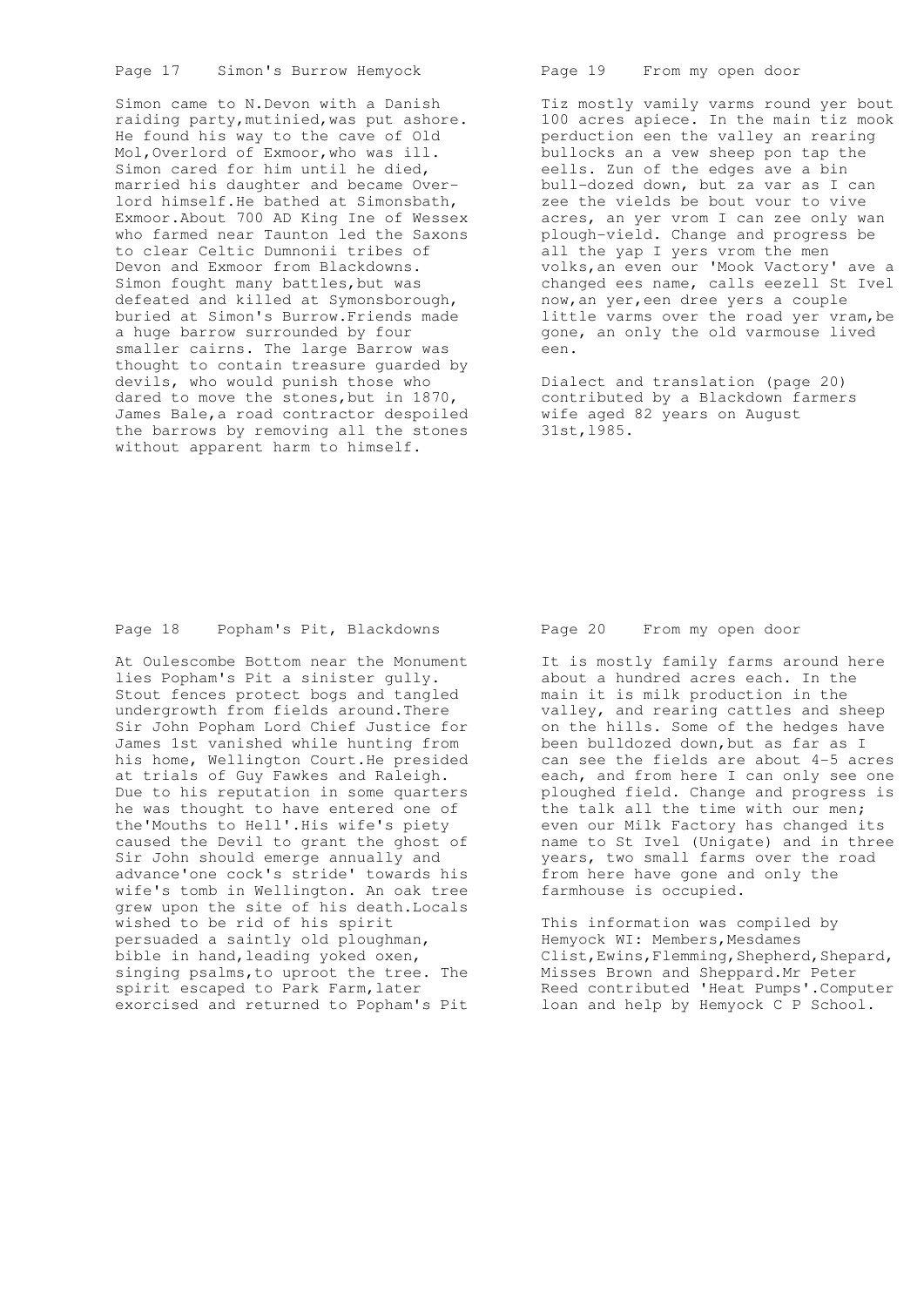## Page 17 Simon's Burrow Hemyock

Simon came to N.Devon with a Danish raiding party,mutinied,was put ashore. He found his way to the cave of Old Mol,Overlord of Exmoor,who was ill. Simon cared for him until he died, married his daughter and became Over-lord himself.He bathed at Simonsbath, Exmoor.About 700 AD King Ine of Wessex who farmed near Taunton led the Saxons to clear Celtic Dumnonii tribes of Devon and Exmoor from Blackdowns. Simon fought many battles,but was defeated and killed at Symonsborough, buried at Simon's Burrow.Friends made a huge barrow surrounded by four smaller cairns. The large Barrow was thought to contain treasure guarded by devils, who would punish those who dared to move the stones,but in 1870, James Bale,a road contractor despoiled the barrows by removing all the stones without apparent harm to himself.

## Page 18 Popham's Pit, Blackdowns

At Oulescombe Bottom near the Monument lies Popham's Pit a sinister gully. Stout fences protect bogs and tangled undergrowth from fields around.There Sir John Popham Lord Chief Justice for James 1st vanished while hunting from his home, Wellington Court.He presided at trials of Guy Fawkes and Raleigh. Due to his reputation in some quarters he was thought to have entered one of the'Mouths to Hell'.His wife's piety caused the Devil to grant the ghost of Sir John should emerge annually and advance'one cock's stride' towards his wife's tomb in Wellington. An oak tree grew upon the site of his death.Locals wished to be rid of his spirit persuaded a saintly old ploughman, bible in hand,leading yoked oxen, singing psalms,to uproot the tree. The spirit escaped to Park Farm,later exorcised and returned to Popham's Pit

## Page 19 From my open door

Tiz mostly vamily varms round yer bout 100 acres apiece. In the main tiz mook perduction een the valley an rearing bullocks an a vew sheep pon tap the eells. Zun of the edges ave a bin bull-dozed down, but za var as I can zee the vields be bout vour to vive acres, an yer vrom I can zee only wan plough-vield. Change and progress be all the yap I yers vrom the men volks,an even our 'Mook Vactory' ave a changed ees name, calls eezell St Ivel now,an yer,een dree yers a couple little varms over the road yer vram,be gone, an only the old varmouse lived een.

Dialect and translation (page 20) contributed by a Blackdown farmers wife aged 82 years on August 31st,1985.

## Page 20 From my open door

It is mostly family farms around here about a hundred acres each. In the main it is milk production in the valley, and rearing cattles and sheep on the hills. Some of the hedges have been bulldozed down,but as far as I can see the fields are about 4-5 acres each, and from here I can only see one ploughed field. Change and progress is the talk all the time with our men; even our Milk Factory has changed its name to St Ivel (Unigate) and in three years, two small farms over the road from here have gone and only the farmhouse is occupied.

This information was compiled by Hemyock WI: Members,Mesdames Clist,Ewins,Flemming,Shepherd,Shepard, Misses Brown and Sheppard.Mr Peter Reed contributed 'Heat Pumps'.Computer loan and help by Hemyock C P School.